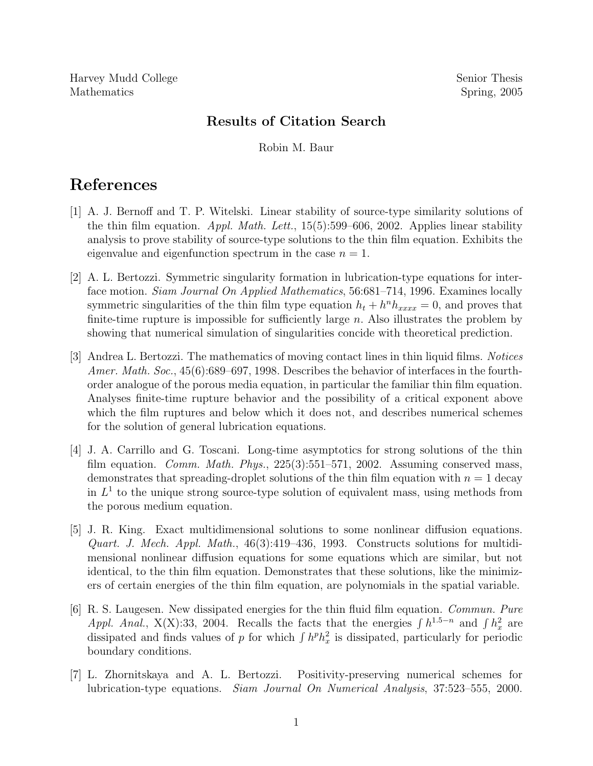Harvey Mudd College
Mathematics

Senior Thesis
Spring, 2005

## Results of Citation Search

Robin M. Baur

# References

[1] A. J. Bernoff and T. P. Witelski. Linear stability of source-type similarity solutions of the thin film equation. *Appl. Math. Lett.*, 15(5):599–606, 2002. Applies linear stability analysis to prove stability of source-type solutions to the thin film equation. Exhibits the eigenvalue and eigenfunction spectrum in the case $n = 1$.

[2] A. L. Bertozzi. Symmetric singularity formation in lubrication-type equations for interface motion. *Siam Journal On Applied Mathematics*, 56:681–714, 1996. Examines locally symmetric singularities of the thin film type equation $h_t + h^n h_{xxxx} = 0$, and proves that finite-time rupture is impossible for sufficiently large $n$. Also illustrates the problem by showing that numerical simulation of singularities concide with theoretical prediction.

[3] Andrea L. Bertozzi. The mathematics of moving contact lines in thin liquid films. *Notices Amer. Math. Soc.*, 45(6):689–697, 1998. Describes the behavior of interfaces in the fourth-order analogue of the porous media equation, in particular the familiar thin film equation. Analyses finite-time rupture behavior and the possibility of a critical exponent above which the film ruptures and below which it does not, and describes numerical schemes for the solution of general lubrication equations.

[4] J. A. Carrillo and G. Toscani. Long-time asymptotics for strong solutions of the thin film equation. *Comm. Math. Phys.*, 225(3):551–571, 2002. Assuming conserved mass, demonstrates that spreading-droplet solutions of the thin film equation with $n = 1$ decay in $L^1$ to the unique strong source-type solution of equivalent mass, using methods from the porous medium equation.

[5] J. R. King. Exact multidimensional solutions to some nonlinear diffusion equations. *Quart. J. Mech. Appl. Math.*, 46(3):419–436, 1993. Constructs solutions for multidimensional nonlinear diffusion equations for some equations which are similar, but not identical, to the thin film equation. Demonstrates that these solutions, like the minimizers of certain energies of the thin film equation, are polynomials in the spatial variable.

[6] R. S. Laugesen. New dissipated energies for the thin fluid film equation. *Commun. Pure Appl. Anal.*, X(X):33, 2004. Recalls the facts that the energies $\int h^{1.5-n}$ and $\int h_x^2$ are dissipated and finds values of $p$ for which $\int h^p h_x^2$ is dissipated, particularly for periodic boundary conditions.

[7] L. Zhornitskaya and A. L. Bertozzi. Positivity-preserving numerical schemes for lubrication-type equations. *Siam Journal On Numerical Analysis*, 37:523–555, 2000.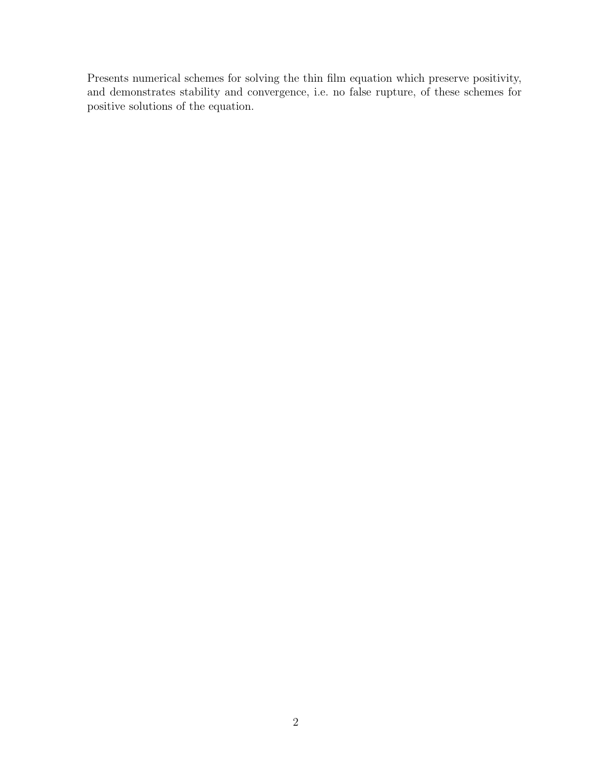Presents numerical schemes for solving the thin film equation which preserve positivity, and demonstrates stability and convergence, i.e. no false rupture, of these schemes for positive solutions of the equation.